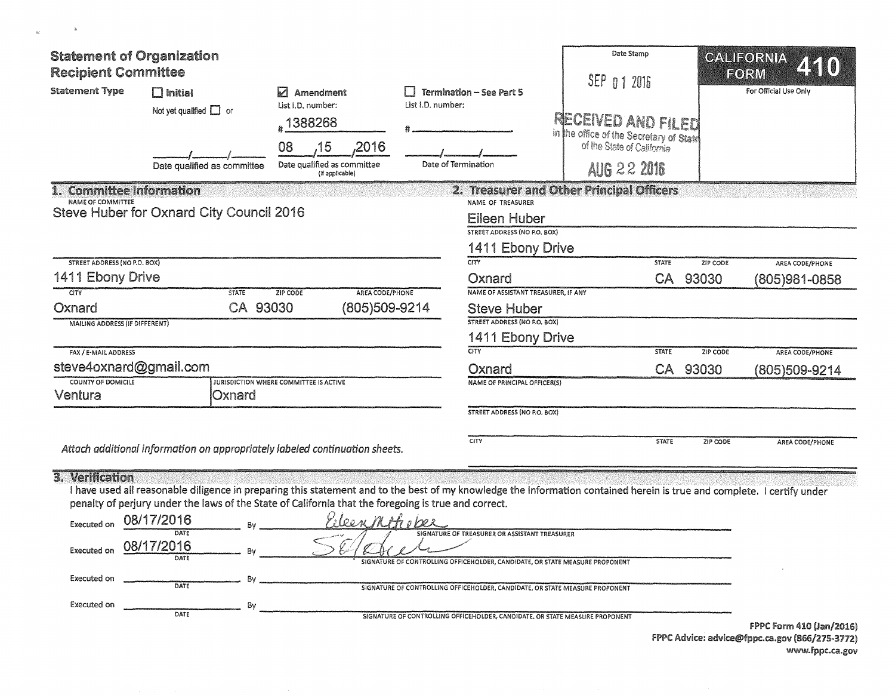# Statement of Organization
## Recipient Committee

**CALIFORNIA FORM 410**

For Official Use Only

Date Stamp

SEP 01 2016

RECEIVED AND FILED in the office of the Secretary of State of the State of California

AUG 22 2016

**Statement Type**

- ☐ **Initial** — Not yet qualified ☐ or ___/___/___ Date qualified as committee
- ☑ **Amendment** — List I.D. number: #1388268 — 08/15/2016 Date qualified as committee (If applicable)
- ☐ **Termination – See Part 5** — List I.D. number: #______ — ___/___/___ Date of Termination

## 1. Committee Information

NAME OF COMMITTEE
Steve Huber for Oxnard City Council 2016

STREET ADDRESS (NO P.O. BOX)
1411 Ebony Drive

| CITY | STATE | ZIP CODE | AREA CODE/PHONE |
|---|---|---|---|
| Oxnard | CA | 93030 | (805)509-9214 |

MAILING ADDRESS (IF DIFFERENT)

FAX / E-MAIL ADDRESS
steve4oxnard@gmail.com

| COUNTY OF DOMICILE | JURISDICTION WHERE COMMITTEE IS ACTIVE |
|---|---|
| Ventura | Oxnard |

*Attach additional information on appropriately labeled continuation sheets.*

## 2. Treasurer and Other Principal Officers

NAME OF TREASURER
Eileen Huber

STREET ADDRESS (NO P.O. BOX)
1411 Ebony Drive

| CITY | STATE | ZIP CODE | AREA CODE/PHONE |
|---|---|---|---|
| Oxnard | CA | 93030 | (805)981-0858 |

NAME OF ASSISTANT TREASURER, IF ANY
Steve Huber

STREET ADDRESS (NO P.O. BOX)
1411 Ebony Drive

| CITY | STATE | ZIP CODE | AREA CODE/PHONE |
|---|---|---|---|
| Oxnard | CA | 93030 | (805)509-9214 |

NAME OF PRINCIPAL OFFICER(S)

STREET ADDRESS (NO P.O. BOX)

| CITY | STATE | ZIP CODE | AREA CODE/PHONE |
|---|---|---|---|
| | | | |

## 3. Verification

I have used all reasonable diligence in preparing this statement and to the best of my knowledge the information contained herein is true and complete. I certify under penalty of perjury under the laws of the State of California that the foregoing is true and correct.

Executed on 08/17/2016 (DATE) By *Eileen M Huber* — SIGNATURE OF TREASURER OR ASSISTANT TREASURER

Executed on 08/17/2016 (DATE) By *[signature]* — SIGNATURE OF CONTROLLING OFFICEHOLDER, CANDIDATE, OR STATE MEASURE PROPONENT

Executed on ________ (DATE) By ________ — SIGNATURE OF CONTROLLING OFFICEHOLDER, CANDIDATE, OR STATE MEASURE PROPONENT

Executed on ________ (DATE) By ________ — SIGNATURE OF CONTROLLING OFFICEHOLDER, CANDIDATE, OR STATE MEASURE PROPONENT

**FPPC Form 410 (Jan/2016)**
**FPPC Advice: advice@fppc.ca.gov (866/275-3772)**
**www.fppc.ca.gov**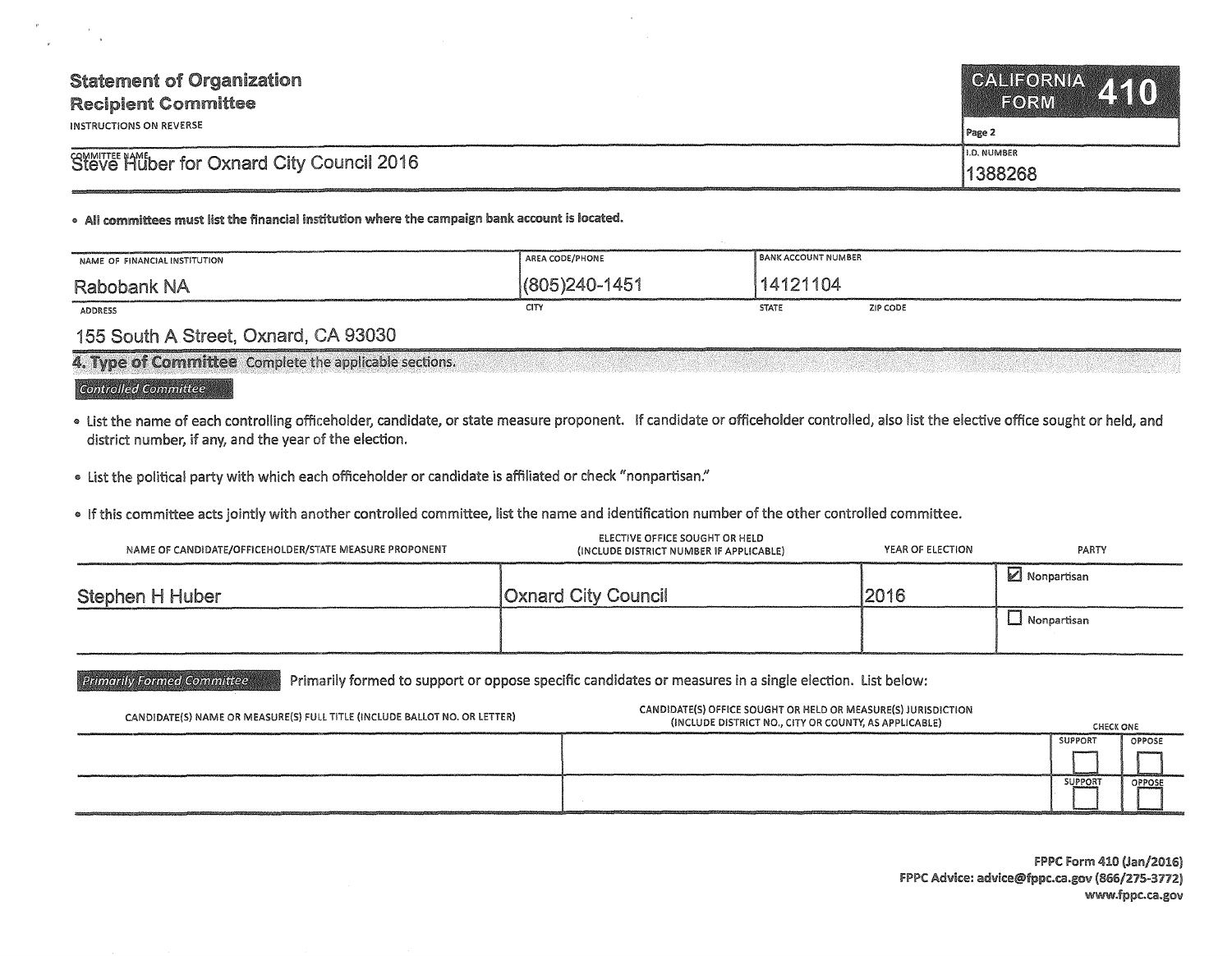# Statement of Organization
## Recipient Committee

INSTRUCTIONS ON REVERSE

**CALIFORNIA FORM 410**

Page 2

| COMMITTEE NAME | I.D. NUMBER |
|---|---|
| Steve Huber for Oxnard City Council 2016 | 1388268 |

- **All committees must list the financial institution where the campaign bank account is located.**

| NAME OF FINANCIAL INSTITUTION | AREA CODE/PHONE | BANK ACCOUNT NUMBER | |
|---|---|---|---|
| Rabobank NA | (805)240-1451 | 14121104 | |
| **ADDRESS** | **CITY** | **STATE** | **ZIP CODE** |
| 155 South A Street, Oxnard, CA 93030 | | | |

## 4. Type of Committee
Complete the applicable sections.

### Controlled Committee

- List the name of each controlling officeholder, candidate, or state measure proponent. If candidate or officeholder controlled, also list the elective office sought or held, and district number, if any, and the year of the election.
- List the political party with which each officeholder or candidate is affiliated or check "nonpartisan."
- If this committee acts jointly with another controlled committee, list the name and identification number of the other controlled committee.

| NAME OF CANDIDATE/OFFICEHOLDER/STATE MEASURE PROPONENT | ELECTIVE OFFICE SOUGHT OR HELD (INCLUDE DISTRICT NUMBER IF APPLICABLE) | YEAR OF ELECTION | PARTY |
|---|---|---|---|
| Stephen H Huber | Oxnard City Council | 2016 | ☑ Nonpartisan |
| | | | ☐ Nonpartisan |

### Primarily Formed Committee

Primarily formed to support or oppose specific candidates or measures in a single election. List below:

| CANDIDATE(S) NAME OR MEASURE(S) FULL TITLE (INCLUDE BALLOT NO. OR LETTER) | CANDIDATE(S) OFFICE SOUGHT OR HELD OR MEASURE(S) JURISDICTION (INCLUDE DISTRICT NO., CITY OR COUNTY, AS APPLICABLE) | CHECK ONE | |
|---|---|---|---|
| | | SUPPORT ☐ | OPPOSE ☐ |
| | | SUPPORT ☐ | OPPOSE ☐ |

FPPC Form 410 (Jan/2016)
FPPC Advice: advice@fppc.ca.gov (866/275-3772)
www.fppc.ca.gov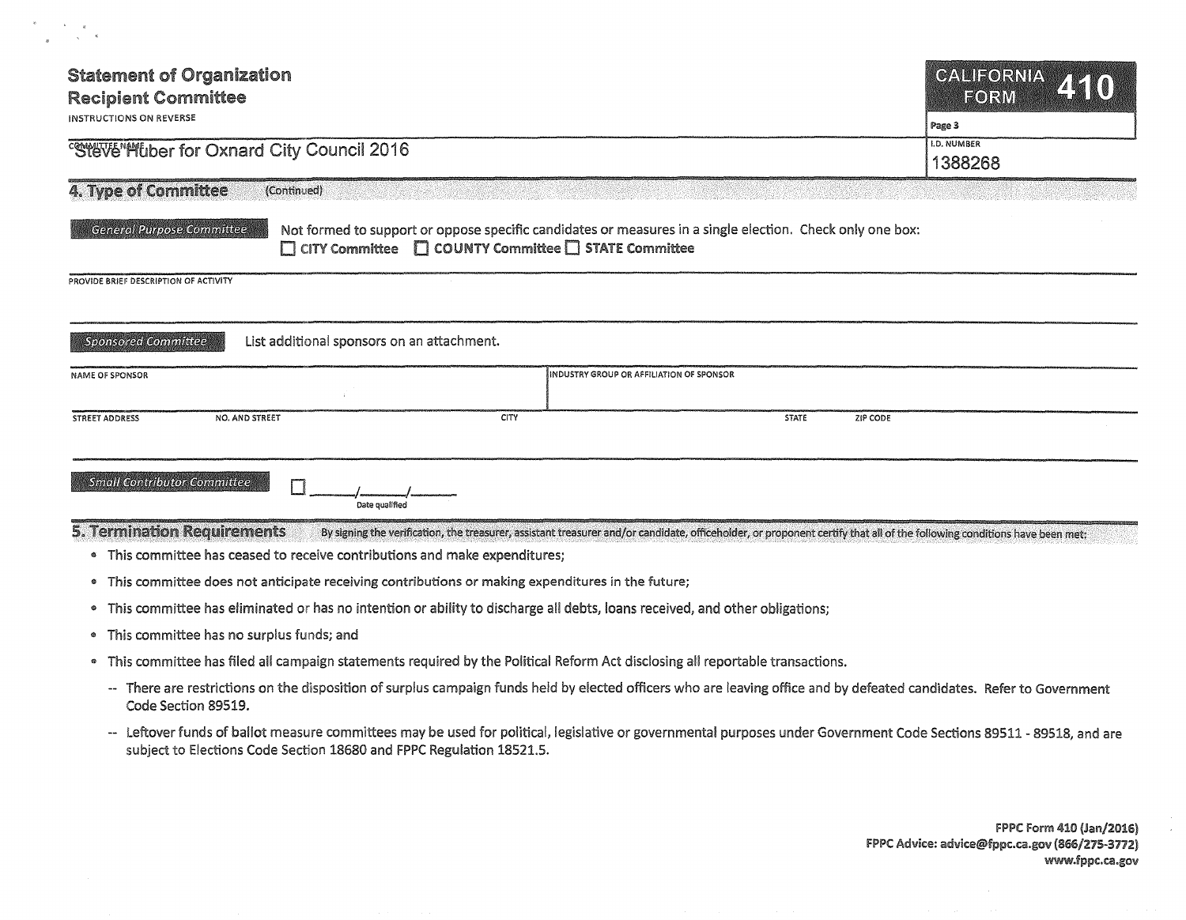# Statement of Organization
## Recipient Committee

INSTRUCTIONS ON REVERSE

**CALIFORNIA FORM 410**

Page 3

COMMITTEE NAME: Steve Huber for Oxnard City Council 2016

I.D. NUMBER: 1388268

### 4. Type of Committee (Continued)

**General Purpose Committee** — Not formed to support or oppose specific candidates or measures in a single election. Check only one box:

☐ **CITY Committee** ☐ **COUNTY Committee** ☐ **STATE Committee**

PROVIDE BRIEF DESCRIPTION OF ACTIVITY

**Sponsored Committee** — List additional sponsors on an attachment.

| NAME OF SPONSOR | INDUSTRY GROUP OR AFFILIATION OF SPONSOR |
|---|---|
| | |

| STREET ADDRESS | NO. AND STREET | CITY | STATE | ZIP CODE |
|---|---|---|---|---|
| | | | | |

**Small Contributor Committee** ☐ ____/____/____ Date qualified

### 5. Termination Requirements

By signing the verification, the treasurer, assistant treasurer and/or candidate, officeholder, or proponent certify that all of the following conditions have been met:

- This committee has ceased to receive contributions and make expenditures;
- This committee does not anticipate receiving contributions or making expenditures in the future;
- This committee has eliminated or has no intention or ability to discharge all debts, loans received, and other obligations;
- This committee has no surplus funds; and
- This committee has filed all campaign statements required by the Political Reform Act disclosing all reportable transactions.
  - -- There are restrictions on the disposition of surplus campaign funds held by elected officers who are leaving office and by defeated candidates. Refer to Government Code Section 89519.
  - -- Leftover funds of ballot measure committees may be used for political, legislative or governmental purposes under Government Code Sections 89511 - 89518, and are subject to Elections Code Section 18680 and FPPC Regulation 18521.5.

FPPC Form 410 (Jan/2016)
FPPC Advice: advice@fppc.ca.gov (866/275-3772)
www.fppc.ca.gov